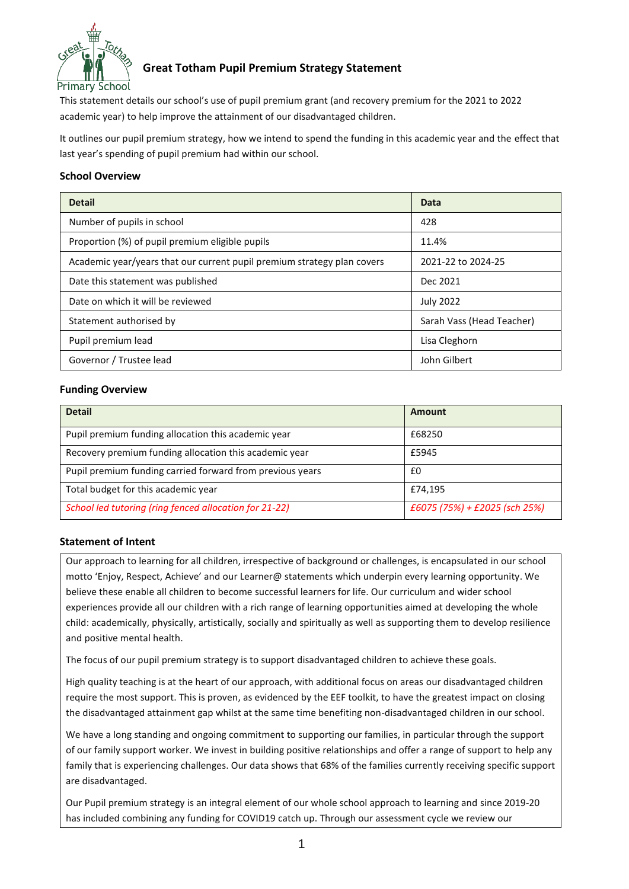# Great Totham Pupil Premium Strategy Statement

This statement details our school's use of pupil premium grant (and recovery premium for the 2021 to 2022 academic year) to help improve the attainment of our disadvantaged children.

It outlines our pupil premium strategy, how we intend to spend the funding in this academic year and the effect that last year's spending of pupil premium had within our school.

### School Overview

| Detail | Data |
|---|---|
| Number of pupils in school | 428 |
| Proportion (%) of pupil premium eligible pupils | 11.4% |
| Academic year/years that our current pupil premium strategy plan covers | 2021-22 to 2024-25 |
| Date this statement was published | Dec 2021 |
| Date on which it will be reviewed | July 2022 |
| Statement authorised by | Sarah Vass (Head Teacher) |
| Pupil premium lead | Lisa Cleghorn |
| Governor / Trustee lead | John Gilbert |

### Funding Overview

| Detail | Amount |
|---|---|
| Pupil premium funding allocation this academic year | £68250 |
| Recovery premium funding allocation this academic year | £5945 |
| Pupil premium funding carried forward from previous years | £0 |
| Total budget for this academic year | £74,195 |
| *School led tutoring (ring fenced allocation for 21-22)* | *£6075 (75%) + £2025 (sch 25%)* |

### Statement of Intent

Our approach to learning for all children, irrespective of background or challenges, is encapsulated in our school motto 'Enjoy, Respect, Achieve' and our Learner@ statements which underpin every learning opportunity. We believe these enable all children to become successful learners for life. Our curriculum and wider school experiences provide all our children with a rich range of learning opportunities aimed at developing the whole child: academically, physically, artistically, socially and spiritually as well as supporting them to develop resilience and positive mental health.

The focus of our pupil premium strategy is to support disadvantaged children to achieve these goals.

High quality teaching is at the heart of our approach, with additional focus on areas our disadvantaged children require the most support. This is proven, as evidenced by the EEF toolkit, to have the greatest impact on closing the disadvantaged attainment gap whilst at the same time benefiting non-disadvantaged children in our school.

We have a long standing and ongoing commitment to supporting our families, in particular through the support of our family support worker. We invest in building positive relationships and offer a range of support to help any family that is experiencing challenges. Our data shows that 68% of the families currently receiving specific support are disadvantaged.

Our Pupil premium strategy is an integral element of our whole school approach to learning and since 2019-20 has included combining any funding for COVID19 catch up. Through our assessment cycle we review our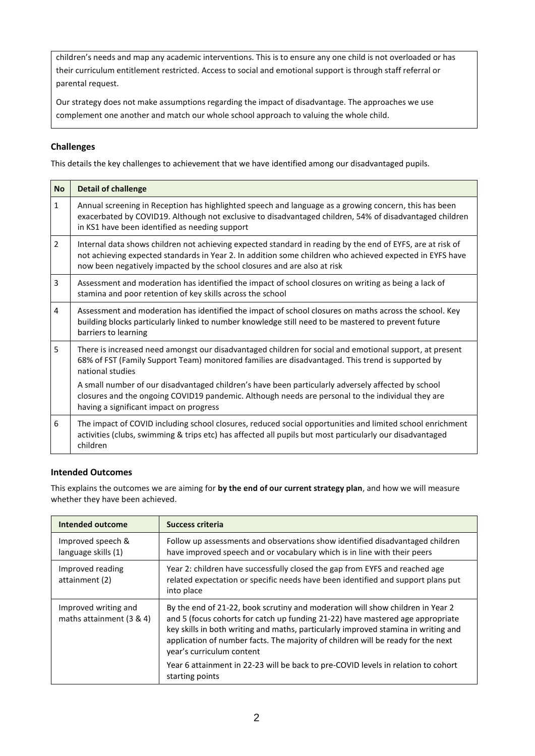children's needs and map any academic interventions. This is to ensure any one child is not overloaded or has their curriculum entitlement restricted. Access to social and emotional support is through staff referral or parental request.

Our strategy does not make assumptions regarding the impact of disadvantage. The approaches we use complement one another and match our whole school approach to valuing the whole child.

### Challenges

This details the key challenges to achievement that we have identified among our disadvantaged pupils.

| No | Detail of challenge |
|---|---|
| 1 | Annual screening in Reception has highlighted speech and language as a growing concern, this has been exacerbated by COVID19. Although not exclusive to disadvantaged children, 54% of disadvantaged children in KS1 have been identified as needing support |
| 2 | Internal data shows children not achieving expected standard in reading by the end of EYFS, are at risk of not achieving expected standards in Year 2. In addition some children who achieved expected in EYFS have now been negatively impacted by the school closures and are also at risk |
| 3 | Assessment and moderation has identified the impact of school closures on writing as being a lack of stamina and poor retention of key skills across the school |
| 4 | Assessment and moderation has identified the impact of school closures on maths across the school. Key building blocks particularly linked to number knowledge still need to be mastered to prevent future barriers to learning |
| 5 | There is increased need amongst our disadvantaged children for social and emotional support, at present 68% of FST (Family Support Team) monitored families are disadvantaged. This trend is supported by national studies<br><br>A small number of our disadvantaged children's have been particularly adversely affected by school closures and the ongoing COVID19 pandemic. Although needs are personal to the individual they are having a significant impact on progress |
| 6 | The impact of COVID including school closures, reduced social opportunities and limited school enrichment activities (clubs, swimming & trips etc) has affected all pupils but most particularly our disadvantaged children |

### Intended Outcomes

This explains the outcomes we are aiming for **by the end of our current strategy plan**, and how we will measure whether they have been achieved.

| Intended outcome | Success criteria |
|---|---|
| Improved speech & language skills (1) | Follow up assessments and observations show identified disadvantaged children have improved speech and or vocabulary which is in line with their peers |
| Improved reading attainment (2) | Year 2: children have successfully closed the gap from EYFS and reached age related expectation or specific needs have been identified and support plans put into place |
| Improved writing and maths attainment (3 & 4) | By the end of 21-22, book scrutiny and moderation will show children in Year 2 and 5 (focus cohorts for catch up funding 21-22) have mastered age appropriate key skills in both writing and maths, particularly improved stamina in writing and application of number facts. The majority of children will be ready for the next year's curriculum content<br><br>Year 6 attainment in 22-23 will be back to pre-COVID levels in relation to cohort starting points |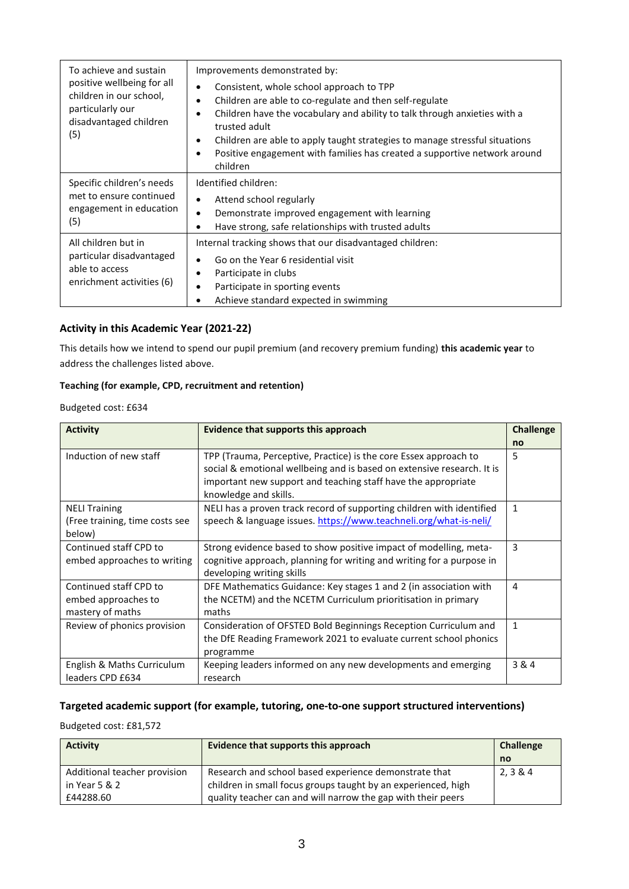| | |
|---|---|
| To achieve and sustain positive wellbeing for all children in our school, particularly our disadvantaged children (5) | Improvements demonstrated by:<br>• Consistent, whole school approach to TPP<br>• Children are able to co-regulate and then self-regulate<br>• Children have the vocabulary and ability to talk through anxieties with a trusted adult<br>• Children are able to apply taught strategies to manage stressful situations<br>• Positive engagement with families has created a supportive network around children |
| Specific children's needs met to ensure continued engagement in education (5) | Identified children:<br>• Attend school regularly<br>• Demonstrate improved engagement with learning<br>• Have strong, safe relationships with trusted adults |
| All children but in particular disadvantaged able to access enrichment activities (6) | Internal tracking shows that our disadvantaged children:<br>• Go on the Year 6 residential visit<br>• Participate in clubs<br>• Participate in sporting events<br>• Achieve standard expected in swimming |

### Activity in this Academic Year (2021-22)

This details how we intend to spend our pupil premium (and recovery premium funding) **this academic year** to address the challenges listed above.

#### Teaching (for example, CPD, recruitment and retention)

Budgeted cost: £634

| Activity | Evidence that supports this approach | Challenge no |
|---|---|---|
| Induction of new staff | TPP (Trauma, Perceptive, Practice) is the core Essex approach to social & emotional wellbeing and is based on extensive research. It is important new support and teaching staff have the appropriate knowledge and skills. | 5 |
| NELI Training (Free training, time costs see below) | NELI has a proven track record of supporting children with identified speech & language issues. https://www.teachneli.org/what-is-neli/ | 1 |
| Continued staff CPD to embed approaches to writing | Strong evidence based to show positive impact of modelling, meta-cognitive approach, planning for writing and writing for a purpose in developing writing skills | 3 |
| Continued staff CPD to embed approaches to mastery of maths | DFE Mathematics Guidance: Key stages 1 and 2 (in association with the NCETM) and the NCETM Curriculum prioritisation in primary maths | 4 |
| Review of phonics provision | Consideration of OFSTED Bold Beginnings Reception Curriculum and the DfE Reading Framework 2021 to evaluate current school phonics programme | 1 |
| English & Maths Curriculum leaders CPD £634 | Keeping leaders informed on any new developments and emerging research | 3 & 4 |

#### Targeted academic support (for example, tutoring, one-to-one support structured interventions)

Budgeted cost: £81,572

| Activity | Evidence that supports this approach | Challenge no |
|---|---|---|
| Additional teacher provision in Year 5 & 2 £44288.60 | Research and school based experience demonstrate that children in small focus groups taught by an experienced, high quality teacher can and will narrow the gap with their peers | 2, 3 & 4 |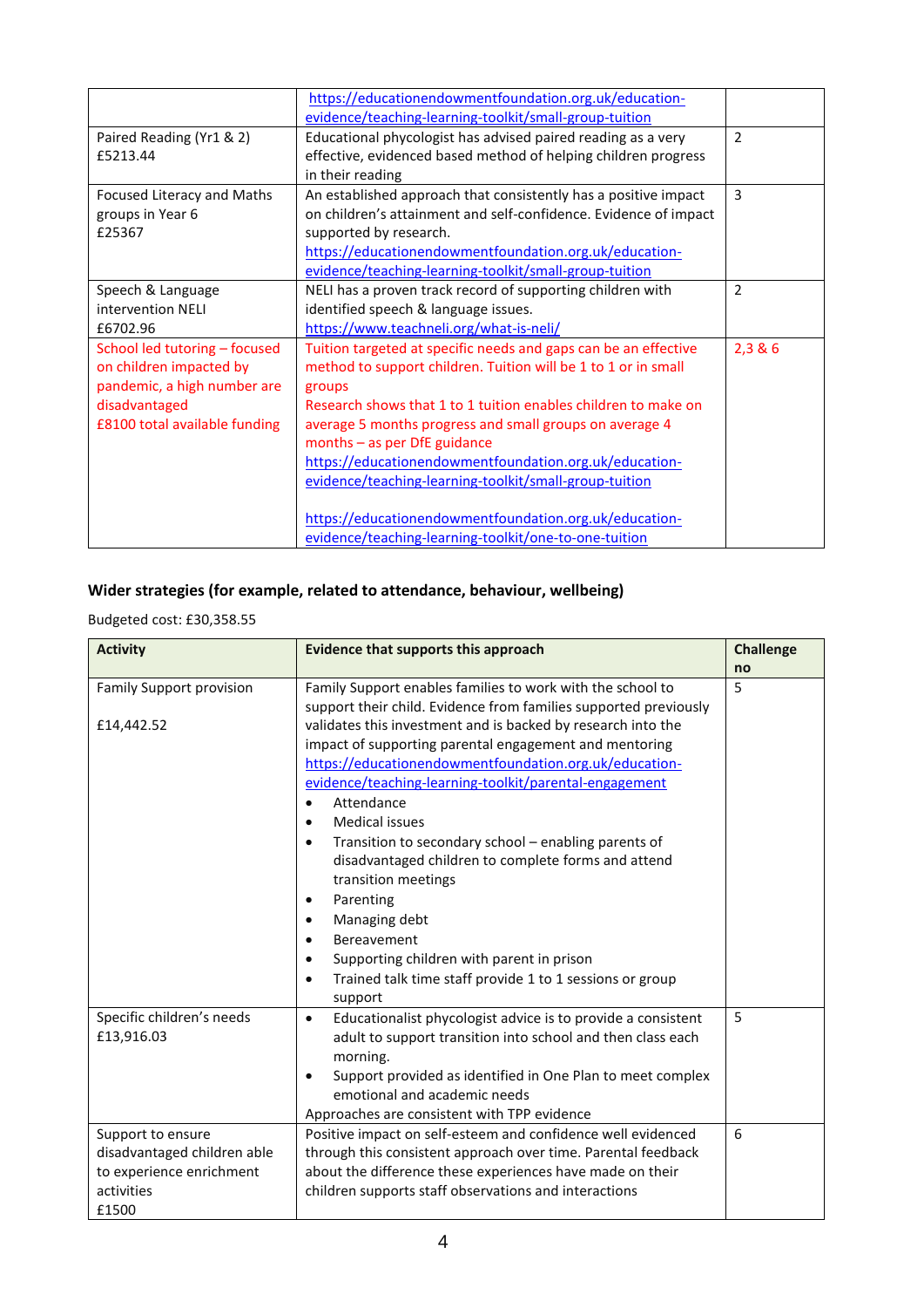| | | |
|---|---|---|
| | https://educationendowmentfoundation.org.uk/education-evidence/teaching-learning-toolkit/small-group-tuition | |
| Paired Reading (Yr1 & 2)<br>£5213.44 | Educational phycologist has advised paired reading as a very effective, evidenced based method of helping children progress in their reading | 2 |
| Focused Literacy and Maths groups in Year 6<br>£25367 | An established approach that consistently has a positive impact on children's attainment and self-confidence. Evidence of impact supported by research.<br>https://educationendowmentfoundation.org.uk/education-evidence/teaching-learning-toolkit/small-group-tuition | 3 |
| Speech & Language intervention NELI<br>£6702.96 | NELI has a proven track record of supporting children with identified speech & language issues.<br>https://www.teachneli.org/what-is-neli/ | 2 |
| School led tutoring – focused on children impacted by pandemic, a high number are disadvantaged<br>£8100 total available funding | Tuition targeted at specific needs and gaps can be an effective method to support children. Tuition will be 1 to 1 or in small groups<br>Research shows that 1 to 1 tuition enables children to make on average 5 months progress and small groups on average 4 months – as per DfE guidance<br>https://educationendowmentfoundation.org.uk/education-evidence/teaching-learning-toolkit/small-group-tuition<br><br>https://educationendowmentfoundation.org.uk/education-evidence/teaching-learning-toolkit/one-to-one-tuition | 2,3 & 6 |

### Wider strategies (for example, related to attendance, behaviour, wellbeing)

Budgeted cost: £30,358.55

| Activity | Evidence that supports this approach | Challenge no |
|---|---|---|
| Family Support provision<br><br>£14,442.52 | Family Support enables families to work with the school to support their child. Evidence from families supported previously validates this investment and is backed by research into the impact of supporting parental engagement and mentoring<br>https://educationendowmentfoundation.org.uk/education-evidence/teaching-learning-toolkit/parental-engagement<br>• Attendance<br>• Medical issues<br>• Transition to secondary school – enabling parents of disadvantaged children to complete forms and attend transition meetings<br>• Parenting<br>• Managing debt<br>• Bereavement<br>• Supporting children with parent in prison<br>• Trained talk time staff provide 1 to 1 sessions or group support | 5 |
| Specific children's needs<br>£13,916.03 | • Educationalist phycologist advice is to provide a consistent adult to support transition into school and then class each morning.<br>• Support provided as identified in One Plan to meet complex emotional and academic needs<br>Approaches are consistent with TPP evidence | 5 |
| Support to ensure disadvantaged children able to experience enrichment activities<br>£1500 | Positive impact on self-esteem and confidence well evidenced through this consistent approach over time. Parental feedback about the difference these experiences have made on their children supports staff observations and interactions | 6 |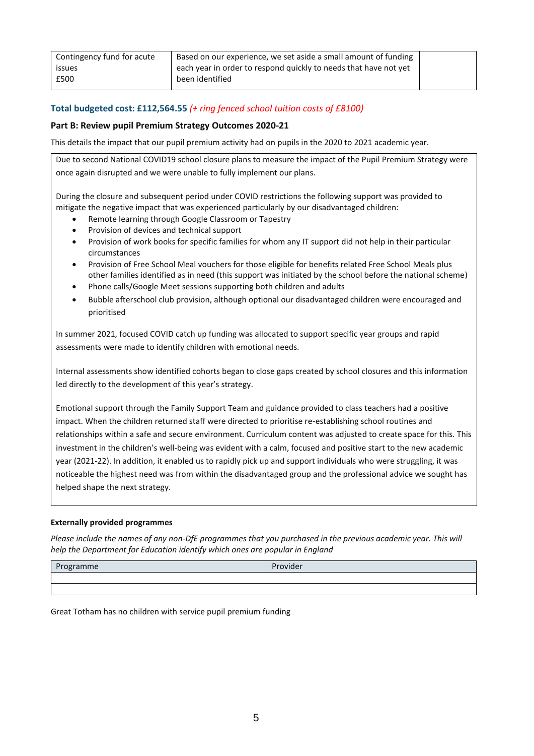| Contingency fund for acute issues £500 | Based on our experience, we set aside a small amount of funding each year in order to respond quickly to needs that have not yet been identified | |
|---|---|---|

**Total budgeted cost: £112,564.55** *(+ ring fenced school tuition costs of £8100)*

### Part B: Review pupil Premium Strategy Outcomes 2020-21

This details the impact that our pupil premium activity had on pupils in the 2020 to 2021 academic year.

Due to second National COVID19 school closure plans to measure the impact of the Pupil Premium Strategy were once again disrupted and we were unable to fully implement our plans.

During the closure and subsequent period under COVID restrictions the following support was provided to mitigate the negative impact that was experienced particularly by our disadvantaged children:

- Remote learning through Google Classroom or Tapestry
- Provision of devices and technical support
- Provision of work books for specific families for whom any IT support did not help in their particular circumstances
- Provision of Free School Meal vouchers for those eligible for benefits related Free School Meals plus other families identified as in need (this support was initiated by the school before the national scheme)
- Phone calls/Google Meet sessions supporting both children and adults
- Bubble afterschool club provision, although optional our disadvantaged children were encouraged and prioritised

In summer 2021, focused COVID catch up funding was allocated to support specific year groups and rapid assessments were made to identify children with emotional needs.

Internal assessments show identified cohorts began to close gaps created by school closures and this information led directly to the development of this year's strategy.

Emotional support through the Family Support Team and guidance provided to class teachers had a positive impact. When the children returned staff were directed to prioritise re-establishing school routines and relationships within a safe and secure environment. Curriculum content was adjusted to create space for this. This investment in the children's well-being was evident with a calm, focused and positive start to the new academic year (2021-22). In addition, it enabled us to rapidly pick up and support individuals who were struggling, it was noticeable the highest need was from within the disadvantaged group and the professional advice we sought has helped shape the next strategy.

**Externally provided programmes**

*Please include the names of any non-DfE programmes that you purchased in the previous academic year. This will help the Department for Education identify which ones are popular in England*

| Programme | Provider |
|---|---|
| | |
| | |

Great Totham has no children with service pupil premium funding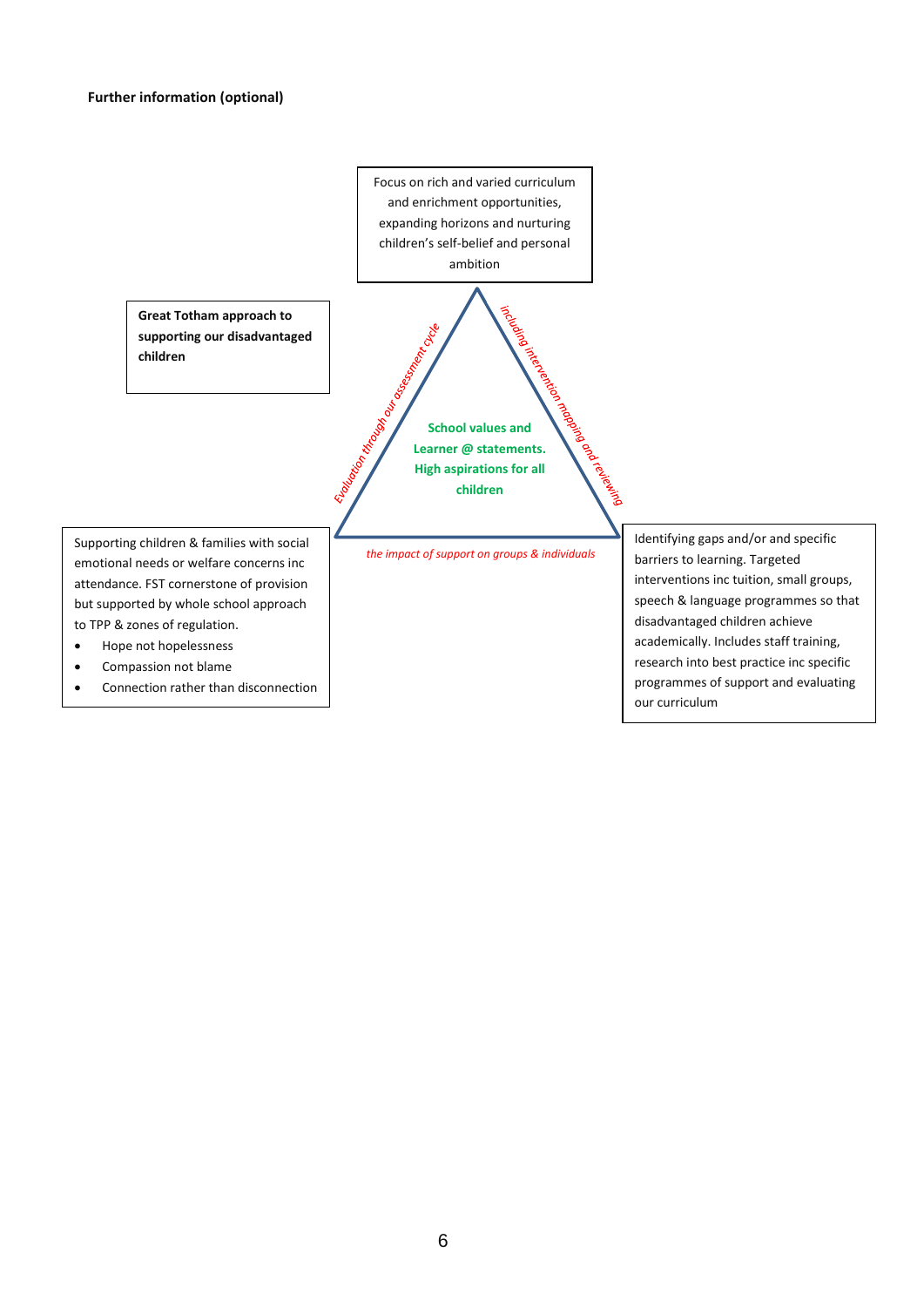**Further information (optional)**

**Great Totham approach to supporting our disadvantaged children**

Focus on rich and varied curriculum and enrichment opportunities, expanding horizons and nurturing children's self-belief and personal ambition

*Evaluation through our assessment cycle*

*including intervention mapping and reviewing*

**School values and Learner @ statements. High aspirations for all children**

*the impact of support on groups & individuals*

Supporting children & families with social emotional needs or welfare concerns inc attendance. FST cornerstone of provision but supported by whole school approach to TPP & zones of regulation.

- Hope not hopelessness
- Compassion not blame
- Connection rather than disconnection

Identifying gaps and/or and specific barriers to learning. Targeted interventions inc tuition, small groups, speech & language programmes so that disadvantaged children achieve academically. Includes staff training, research into best practice inc specific programmes of support and evaluating our curriculum